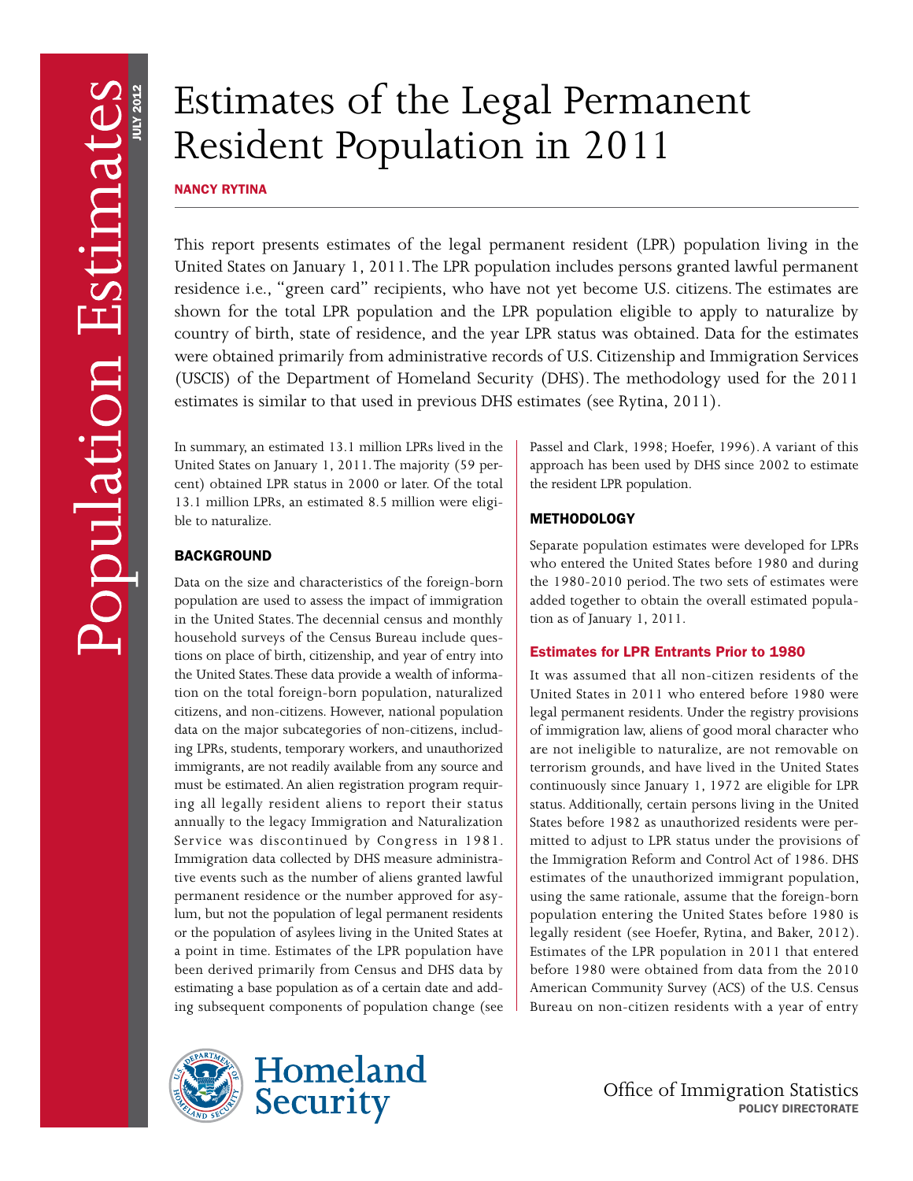# Estimates of the Legal Permanent Resident Population in 2011

**NANCY RYTINA**

This report presents estimates of the legal permanent resident (LPR) population living in the United States on January 1, 2011. The LPR population includes persons granted lawful permanent residence i.e., "green card" recipients, who have not yet become U.S. citizens. The estimates are shown for the total LPR population and the LPR population eligible to apply to naturalize by country of birth, state of residence, and the year LPR status was obtained. Data for the estimates were obtained primarily from administrative records of U.S. Citizenship and Immigration Services (USCIS) of the Department of Homeland Security (DHS). The methodology used for the 2011 estimates is similar to that used in previous DHS estimates (see Rytina, 2011).

In summary, an estimated 13.1 million LPRs lived in the United States on January 1, 2011. The majority (59 percent) obtained LPR status in 2000 or later. Of the total 13.1 million LPRs, an estimated 8.5 million were eligible to naturalize.

## BACKGROUND

Data on the size and characteristics of the foreign-born population are used to assess the impact of immigration in the United States. The decennial census and monthly household surveys of the Census Bureau include questions on place of birth, citizenship, and year of entry into the United States. These data provide a wealth of information on the total foreign-born population, naturalized citizens, and non-citizens. However, national population data on the major subcategories of non-citizens, including LPRs, students, temporary workers, and unauthorized immigrants, are not readily available from any source and must be estimated. An alien registration program requiring all legally resident aliens to report their status annually to the legacy Immigration and Naturalization Service was discontinued by Congress in 1981. Immigration data collected by DHS measure administrative events such as the number of aliens granted lawful permanent residence or the number approved for asylum, but not the population of legal permanent residents or the population of asylees living in the United States at a point in time. Estimates of the LPR population have been derived primarily from Census and DHS data by estimating a base population as of a certain date and adding subsequent components of population change (see Passel and Clark, 1998; Hoefer, 1996). A variant of this approach has been used by DHS since 2002 to estimate the resident LPR population.

## METHODOLOGY

Separate population estimates were developed for LPRs who entered the United States before 1980 and during the 1980-2010 period. The two sets of estimates were added together to obtain the overall estimated population as of January 1, 2011.

### Estimates for LPR Entrants Prior to 1980

It was assumed that all non-citizen residents of the United States in 2011 who entered before 1980 were legal permanent residents. Under the registry provisions of immigration law, aliens of good moral character who are not ineligible to naturalize, are not removable on terrorism grounds, and have lived in the United States continuously since January 1, 1972 are eligible for LPR status. Additionally, certain persons living in the United States before 1982 as unauthorized residents were permitted to adjust to LPR status under the provisions of the Immigration Reform and Control Act of 1986. DHS estimates of the unauthorized immigrant population, using the same rationale, assume that the foreign-born population entering the United States before 1980 is legally resident (see Hoefer, Rytina, and Baker, 2012). Estimates of the LPR population in 2011 that entered before 1980 were obtained from data from the 2010 American Community Survey (ACS) of the U.S. Census Bureau on non-citizen residents with a year of entry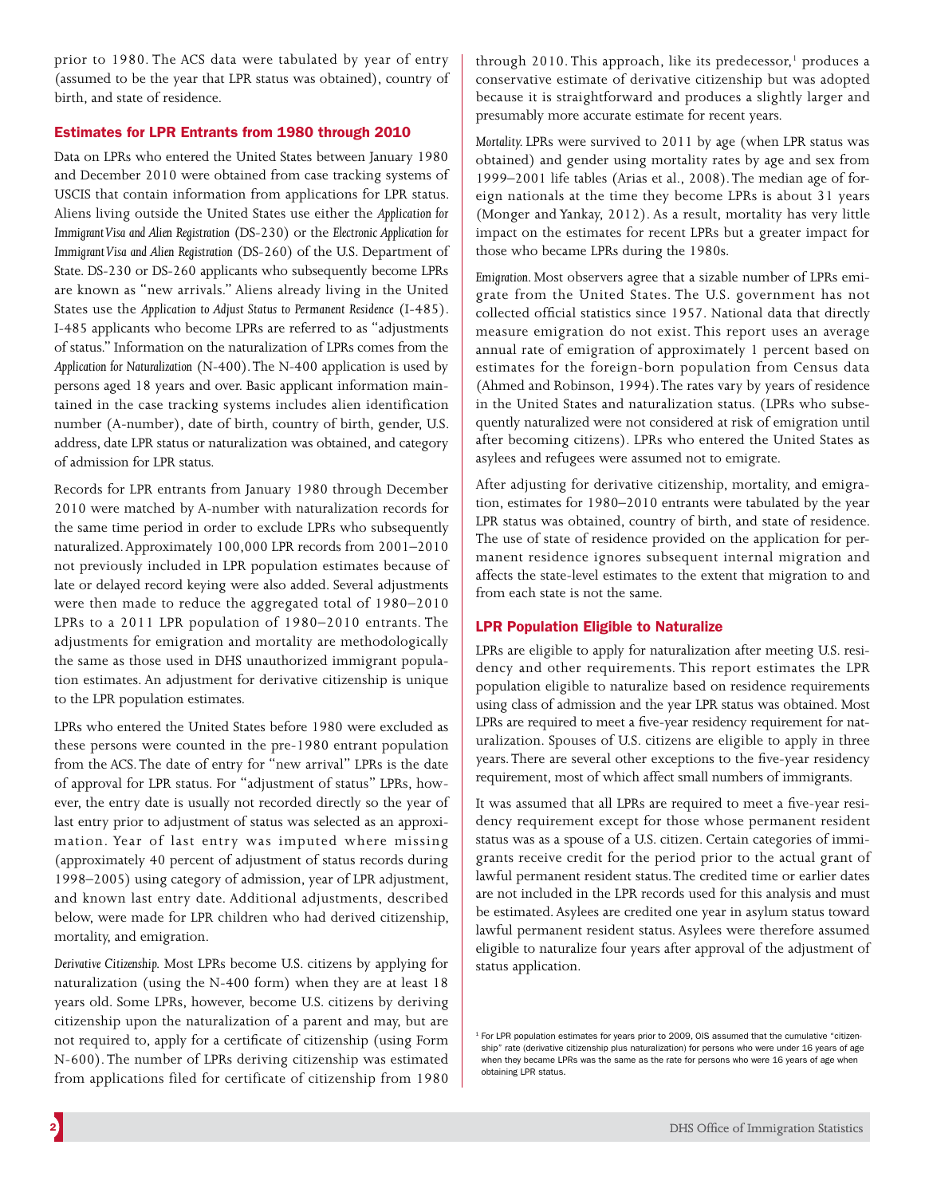prior to 1980. The ACS data were tabulated by year of entry (assumed to be the year that LPR status was obtained), country of birth, and state of residence.

## Estimates for LPR Entrants from 1980 through 2010

Data on LPRs who entered the United States between January 1980 and December 2010 were obtained from case tracking systems of USCIS that contain information from applications for LPR status. Aliens living outside the United States use either the *Application for Immigrant Visa and Alien Registration* (DS-230) or the *Electronic Application for Immigrant Visa and Alien Registration* (DS-260) of the U.S. Department of State. DS-230 or DS-260 applicants who subsequently become LPRs are known as "new arrivals." Aliens already living in the United States use the *Application to Adjust Status to Permanent Residence* (I-485). I-485 applicants who become LPRs are referred to as "adjustments of status." Information on the naturalization of LPRs comes from the *Application for Naturalization* (N-400). The N-400 application is used by persons aged 18 years and over. Basic applicant information maintained in the case tracking systems includes alien identification number (A-number), date of birth, country of birth, gender, U.S. address, date LPR status or naturalization was obtained, and category of admission for LPR status.

Records for LPR entrants from January 1980 through December 2010 were matched by A-number with naturalization records for the same time period in order to exclude LPRs who subsequently naturalized. Approximately 100,000 LPR records from 2001–2010 not previously included in LPR population estimates because of late or delayed record keying were also added. Several adjustments were then made to reduce the aggregated total of 1980–2010 LPRs to a 2011 LPR population of 1980–2010 entrants. The adjustments for emigration and mortality are methodologically the same as those used in DHS unauthorized immigrant population estimates. An adjustment for derivative citizenship is unique to the LPR population estimates.

LPRs who entered the United States before 1980 were excluded as these persons were counted in the pre-1980 entrant population from the ACS. The date of entry for "new arrival" LPRs is the date of approval for LPR status. For "adjustment of status" LPRs, however, the entry date is usually not recorded directly so the year of last entry prior to adjustment of status was selected as an approximation. Year of last entry was imputed where missing (approximately 40 percent of adjustment of status records during 1998–2005) using category of admission, year of LPR adjustment, and known last entry date. Additional adjustments, described below, were made for LPR children who had derived citizenship, mortality, and emigration.

*Derivative Citizenship.* Most LPRs become U.S. citizens by applying for naturalization (using the N-400 form) when they are at least 18 years old. Some LPRs, however, become U.S. citizens by deriving citizenship upon the naturalization of a parent and may, but are not required to, apply for a certificate of citizenship (using Form N-600). The number of LPRs deriving citizenship was estimated from applications filed for certificate of citizenship from 1980 through 2010. This approach, like its predecessor,[1] produces a conservative estimate of derivative citizenship but was adopted because it is straightforward and produces a slightly larger and presumably more accurate estimate for recent years.

*Mortality.* LPRs were survived to 2011 by age (when LPR status was obtained) and gender using mortality rates by age and sex from 1999–2001 life tables (Arias et al., 2008). The median age of foreign nationals at the time they become LPRs is about 31 years (Monger and Yankay, 2012). As a result, mortality has very little impact on the estimates for recent LPRs but a greater impact for those who became LPRs during the 1980s.

*Emigration.* Most observers agree that a sizable number of LPRs emigrate from the United States. The U.S. government has not collected official statistics since 1957. National data that directly measure emigration do not exist. This report uses an average annual rate of emigration of approximately 1 percent based on estimates for the foreign-born population from Census data (Ahmed and Robinson, 1994). The rates vary by years of residence in the United States and naturalization status. (LPRs who subsequently naturalized were not considered at risk of emigration until after becoming citizens). LPRs who entered the United States as asylees and refugees were assumed not to emigrate.

After adjusting for derivative citizenship, mortality, and emigration, estimates for 1980–2010 entrants were tabulated by the year LPR status was obtained, country of birth, and state of residence. The use of state of residence provided on the application for permanent residence ignores subsequent internal migration and affects the state-level estimates to the extent that migration to and from each state is not the same.

## LPR Population Eligible to Naturalize

LPRs are eligible to apply for naturalization after meeting U.S. residency and other requirements. This report estimates the LPR population eligible to naturalize based on residence requirements using class of admission and the year LPR status was obtained. Most LPRs are required to meet a five-year residency requirement for naturalization. Spouses of U.S. citizens are eligible to apply in three years. There are several other exceptions to the five-year residency requirement, most of which affect small numbers of immigrants.

It was assumed that all LPRs are required to meet a five-year residency requirement except for those whose permanent resident status was as a spouse of a U.S. citizen. Certain categories of immigrants receive credit for the period prior to the actual grant of lawful permanent resident status. The credited time or earlier dates are not included in the LPR records used for this analysis and must be estimated. Asylees are credited one year in asylum status toward lawful permanent resident status. Asylees were therefore assumed eligible to naturalize four years after approval of the adjustment of status application.

[1] For LPR population estimates for years prior to 2009, OIS assumed that the cumulative "citizenship" rate (derivative citizenship plus naturalization) for persons who were under 16 years of age when they became LPRs was the same as the rate for persons who were 16 years of age when obtaining LPR status.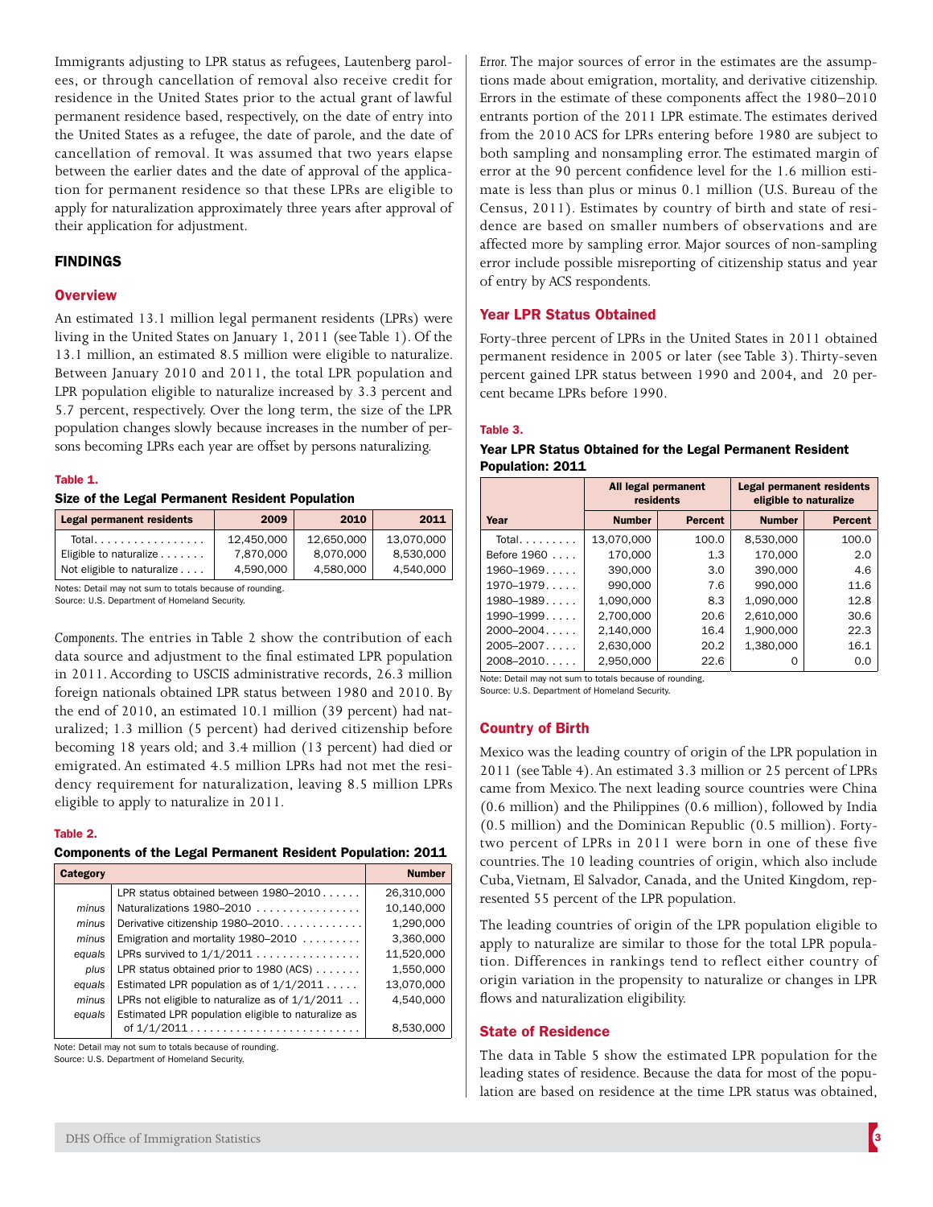Immigrants adjusting to LPR status as refugees, Lautenberg parolees, or through cancellation of removal also receive credit for residence in the United States prior to the actual grant of lawful permanent residence based, respectively, on the date of entry into the United States as a refugee, the date of parole, and the date of cancellation of removal. It was assumed that two years elapse between the earlier dates and the date of approval of the application for permanent residence so that these LPRs are eligible to apply for naturalization approximately three years after approval of their application for adjustment.

## FINDINGS

### Overview

An estimated 13.1 million legal permanent residents (LPRs) were living in the United States on January 1, 2011 (see Table 1). Of the 13.1 million, an estimated 8.5 million were eligible to naturalize. Between January 2010 and 2011, the total LPR population and LPR population eligible to naturalize increased by 3.3 percent and 5.7 percent, respectively. Over the long term, the size of the LPR population changes slowly because increases in the number of persons becoming LPRs each year are offset by persons naturalizing.

**Table 1.**

**Size of the Legal Permanent Resident Population**

| Legal permanent residents | 2009 | 2010 | 2011 |
|---|---|---|---|
| Total. . . . . . . . . . . . . . . . . | 12,450,000 | 12,650,000 | 13,070,000 |
| Eligible to naturalize . . . . . . . | 7,870,000 | 8,070,000 | 8,530,000 |
| Not eligible to naturalize . . . . | 4,590,000 | 4,580,000 | 4,540,000 |

Notes: Detail may not sum to totals because of rounding.
Source: U.S. Department of Homeland Security.

*Components.* The entries in Table 2 show the contribution of each data source and adjustment to the final estimated LPR population in 2011. According to USCIS administrative records, 26.3 million foreign nationals obtained LPR status between 1980 and 2010. By the end of 2010, an estimated 10.1 million (39 percent) had naturalized; 1.3 million (5 percent) had derived citizenship before becoming 18 years old; and 3.4 million (13 percent) had died or emigrated. An estimated 4.5 million LPRs had not met the residency requirement for naturalization, leaving 8.5 million LPRs eligible to apply to naturalize in 2011.

**Table 2.**

**Components of the Legal Permanent Resident Population: 2011**

| Category | | Number |
|---|---|---|
| | LPR status obtained between 1980–2010 . . . . . . | 26,310,000 |
| minus | Naturalizations 1980–2010 . . . . . . . . . . . . . . . . | 10,140,000 |
| minus | Derivative citizenship 1980–2010. . . . . . . . . . . . . | 1,290,000 |
| minus | Emigration and mortality 1980–2010 . . . . . . . . . | 3,360,000 |
| equals | LPRs survived to 1/1/2011 . . . . . . . . . . . . . . . . | 11,520,000 |
| plus | LPR status obtained prior to 1980 (ACS) . . . . . . . | 1,550,000 |
| equals | Estimated LPR population as of 1/1/2011 . . . . . | 13,070,000 |
| minus | LPRs not eligible to naturalize as of 1/1/2011 . . | 4,540,000 |
| equals | Estimated LPR population eligible to naturalize as of 1/1/2011 . . . . . . . . . . . . . . . . . . . . . . . . . . | 8,530,000 |

Note: Detail may not sum to totals because of rounding.
Source: U.S. Department of Homeland Security.

*Error.* The major sources of error in the estimates are the assumptions made about emigration, mortality, and derivative citizenship. Errors in the estimate of these components affect the 1980–2010 entrants portion of the 2011 LPR estimate. The estimates derived from the 2010 ACS for LPRs entering before 1980 are subject to both sampling and nonsampling error. The estimated margin of error at the 90 percent confidence level for the 1.6 million estimate is less than plus or minus 0.1 million (U.S. Bureau of the Census, 2011). Estimates by country of birth and state of residence are based on smaller numbers of observations and are affected more by sampling error. Major sources of non-sampling error include possible misreporting of citizenship status and year of entry by ACS respondents.

### Year LPR Status Obtained

Forty-three percent of LPRs in the United States in 2011 obtained permanent residence in 2005 or later (see Table 3). Thirty-seven percent gained LPR status between 1990 and 2004, and 20 percent became LPRs before 1990.

**Table 3.**

**Year LPR Status Obtained for the Legal Permanent Resident Population: 2011**

| | All legal permanent residents | | Legal permanent residents eligible to naturalize | |
|---|---|---|---|---|
| Year | Number | Percent | Number | Percent |
| Total. . . . . . . . . | 13,070,000 | 100.0 | 8,530,000 | 100.0 |
| Before 1960 . . . . | 170,000 | 1.3 | 170,000 | 2.0 |
| 1960–1969. . . . . | 390,000 | 3.0 | 390,000 | 4.6 |
| 1970–1979. . . . . | 990,000 | 7.6 | 990,000 | 11.6 |
| 1980–1989. . . . . | 1,090,000 | 8.3 | 1,090,000 | 12.8 |
| 1990–1999. . . . . | 2,700,000 | 20.6 | 2,610,000 | 30.6 |
| 2000–2004. . . . . | 2,140,000 | 16.4 | 1,900,000 | 22.3 |
| 2005–2007. . . . . | 2,630,000 | 20.2 | 1,380,000 | 16.1 |
| 2008–2010. . . . . | 2,950,000 | 22.6 | 0 | 0.0 |

Note: Detail may not sum to totals because of rounding.
Source: U.S. Department of Homeland Security.

### Country of Birth

Mexico was the leading country of origin of the LPR population in 2011 (see Table 4). An estimated 3.3 million or 25 percent of LPRs came from Mexico. The next leading source countries were China (0.6 million) and the Philippines (0.6 million), followed by India (0.5 million) and the Dominican Republic (0.5 million). Forty-two percent of LPRs in 2011 were born in one of these five countries. The 10 leading countries of origin, which also include Cuba, Vietnam, El Salvador, Canada, and the United Kingdom, represented 55 percent of the LPR population.

The leading countries of origin of the LPR population eligible to apply to naturalize are similar to those for the total LPR population. Differences in rankings tend to reflect either country of origin variation in the propensity to naturalize or changes in LPR flows and naturalization eligibility.

### State of Residence

The data in Table 5 show the estimated LPR population for the leading states of residence. Because the data for most of the population are based on residence at the time LPR status was obtained,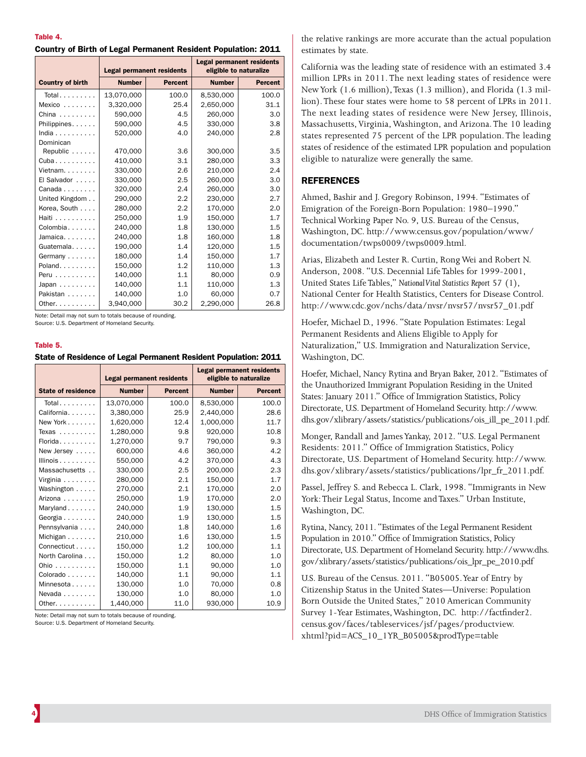**Table 4.**

**Country of Birth of Legal Permanent Resident Population: 2011**

| | Legal permanent residents | | Legal permanent residents eligible to naturalize | |
|---|---|---|---|---|
| **Country of birth** | **Number** | **Percent** | **Number** | **Percent** |
| Total | 13,070,000 | 100.0 | 8,530,000 | 100.0 |
| Mexico | 3,320,000 | 25.4 | 2,650,000 | 31.1 |
| China | 590,000 | 4.5 | 260,000 | 3.0 |
| Philippines | 590,000 | 4.5 | 330,000 | 3.8 |
| India | 520,000 | 4.0 | 240,000 | 2.8 |
| Dominican Republic | 470,000 | 3.6 | 300,000 | 3.5 |
| Cuba | 410,000 | 3.1 | 280,000 | 3.3 |
| Vietnam | 330,000 | 2.6 | 210,000 | 2.4 |
| El Salvador | 330,000 | 2.5 | 260,000 | 3.0 |
| Canada | 320,000 | 2.4 | 260,000 | 3.0 |
| United Kingdom | 290,000 | 2.2 | 230,000 | 2.7 |
| Korea, South | 280,000 | 2.2 | 170,000 | 2.0 |
| Haiti | 250,000 | 1.9 | 150,000 | 1.7 |
| Colombia | 240,000 | 1.8 | 130,000 | 1.5 |
| Jamaica | 240,000 | 1.8 | 160,000 | 1.8 |
| Guatemala | 190,000 | 1.4 | 120,000 | 1.5 |
| Germany | 180,000 | 1.4 | 150,000 | 1.7 |
| Poland | 150,000 | 1.2 | 110,000 | 1.3 |
| Peru | 140,000 | 1.1 | 80,000 | 0.9 |
| Japan | 140,000 | 1.1 | 110,000 | 1.3 |
| Pakistan | 140,000 | 1.0 | 60,000 | 0.7 |
| Other | 3,940,000 | 30.2 | 2,290,000 | 26.8 |

Note: Detail may not sum to totals because of rounding.
Source: U.S. Department of Homeland Security.

**Table 5.**

**State of Residence of Legal Permanent Resident Population: 2011**

| | Legal permanent residents | | Legal permanent residents eligible to naturalize | |
|---|---|---|---|---|
| **State of residence** | **Number** | **Percent** | **Number** | **Percent** |
| Total | 13,070,000 | 100.0 | 8,530,000 | 100.0 |
| California | 3,380,000 | 25.9 | 2,440,000 | 28.6 |
| New York | 1,620,000 | 12.4 | 1,000,000 | 11.7 |
| Texas | 1,280,000 | 9.8 | 920,000 | 10.8 |
| Florida | 1,270,000 | 9.7 | 790,000 | 9.3 |
| New Jersey | 600,000 | 4.6 | 360,000 | 4.2 |
| Illinois | 550,000 | 4.2 | 370,000 | 4.3 |
| Massachusetts | 330,000 | 2.5 | 200,000 | 2.3 |
| Virginia | 280,000 | 2.1 | 150,000 | 1.7 |
| Washington | 270,000 | 2.1 | 170,000 | 2.0 |
| Arizona | 250,000 | 1.9 | 170,000 | 2.0 |
| Maryland | 240,000 | 1.9 | 130,000 | 1.5 |
| Georgia | 240,000 | 1.9 | 130,000 | 1.5 |
| Pennsylvania | 240,000 | 1.8 | 140,000 | 1.6 |
| Michigan | 210,000 | 1.6 | 130,000 | 1.5 |
| Connecticut | 150,000 | 1.2 | 100,000 | 1.1 |
| North Carolina | 150,000 | 1.2 | 80,000 | 1.0 |
| Ohio | 150,000 | 1.1 | 90,000 | 1.0 |
| Colorado | 140,000 | 1.1 | 90,000 | 1.1 |
| Minnesota | 130,000 | 1.0 | 70,000 | 0.8 |
| Nevada | 130,000 | 1.0 | 80,000 | 1.0 |
| Other | 1,440,000 | 11.0 | 930,000 | 10.9 |

Note: Detail may not sum to totals because of rounding.
Source: U.S. Department of Homeland Security.

the relative rankings are more accurate than the actual population estimates by state.

California was the leading state of residence with an estimated 3.4 million LPRs in 2011. The next leading states of residence were New York (1.6 million), Texas (1.3 million), and Florida (1.3 million). These four states were home to 58 percent of LPRs in 2011. The next leading states of residence were New Jersey, Illinois, Massachusetts, Virginia, Washington, and Arizona. The 10 leading states represented 75 percent of the LPR population. The leading states of residence of the estimated LPR population and population eligible to naturalize were generally the same.

## REFERENCES

Ahmed, Bashir and J. Gregory Robinson, 1994. "Estimates of Emigration of the Foreign-Born Population: 1980–1990." Technical Working Paper No. 9, U.S. Bureau of the Census, Washington, DC. http://www.census.gov/population/www/documentation/twps0009/twps0009.html.

Arias, Elizabeth and Lester R. Curtin, Rong Wei and Robert N. Anderson, 2008. "U.S. Decennial Life Tables for 1999-2001, United States Life Tables," *National Vital Statistics Report* 57 (1), National Center for Health Statistics, Centers for Disease Control. http://www.cdc.gov/nchs/data/nvsr/nvsr57/nvsr57_01.pdf

Hoefer, Michael D., 1996. "State Population Estimates: Legal Permanent Residents and Aliens Eligible to Apply for Naturalization," U.S. Immigration and Naturalization Service, Washington, DC.

Hoefer, Michael, Nancy Rytina and Bryan Baker, 2012. "Estimates of the Unauthorized Immigrant Population Residing in the United States: January 2011." Office of Immigration Statistics, Policy Directorate, U.S. Department of Homeland Security. http://www.dhs.gov/xlibrary/assets/statistics/publications/ois_ill_pe_2011.pdf.

Monger, Randall and James Yankay, 2012. "U.S. Legal Permanent Residents: 2011." Office of Immigration Statistics, Policy Directorate, U.S. Department of Homeland Security. http://www.dhs.gov/xlibrary/assets/statistics/publications/lpr_fr_2011.pdf.

Passel, Jeffrey S. and Rebecca L. Clark, 1998. "Immigrants in New York: Their Legal Status, Income and Taxes." Urban Institute, Washington, DC.

Rytina, Nancy, 2011. "Estimates of the Legal Permanent Resident Population in 2010." Office of Immigration Statistics, Policy Directorate, U.S. Department of Homeland Security. http://www.dhs.gov/xlibrary/assets/statistics/publications/ois_lpr_pe_2010.pdf

U.S. Bureau of the Census. 2011. "B05005. Year of Entry by Citizenship Status in the United States—Universe: Population Born Outside the United States," 2010 American Community Survey 1-Year Estimates, Washington, DC. http://factfinder2.census.gov/faces/tableservices/jsf/pages/productview.xhtml?pid=ACS_10_1YR_B05005&prodType=table